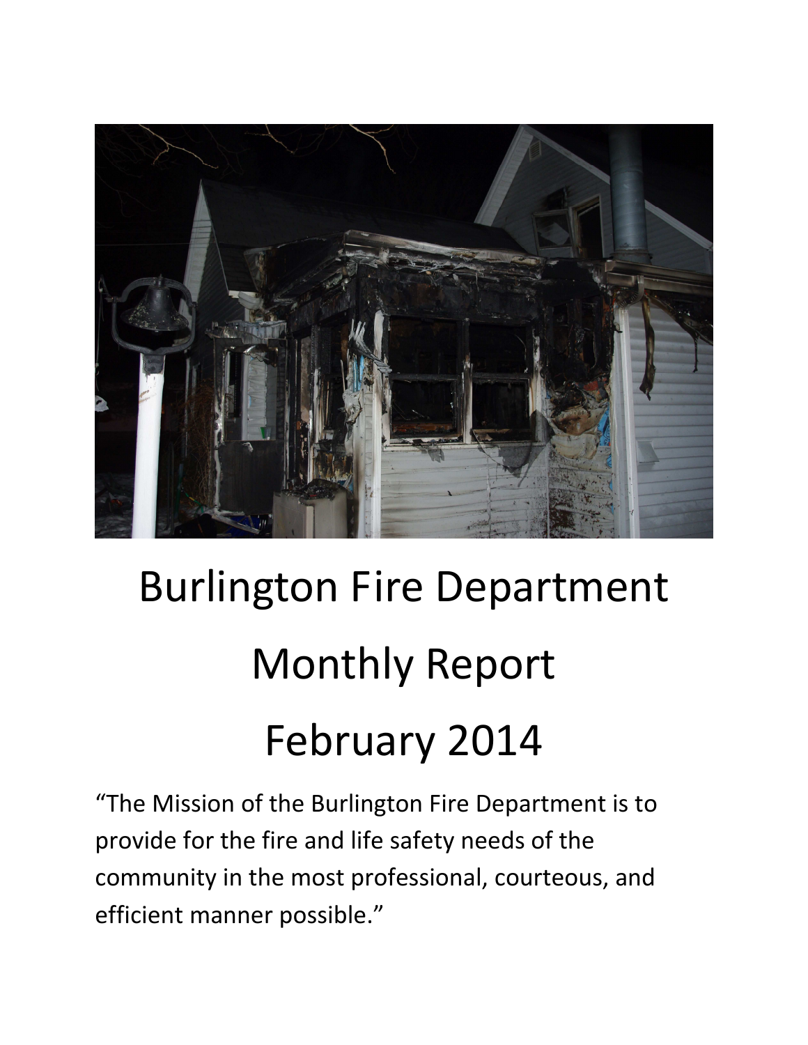# Burlington Fire Department

# Monthly Report

# February 2014

"The Mission of the Burlington Fire Department is to provide for the fire and life safety needs of the community in the most professional, courteous, and efficient manner possible."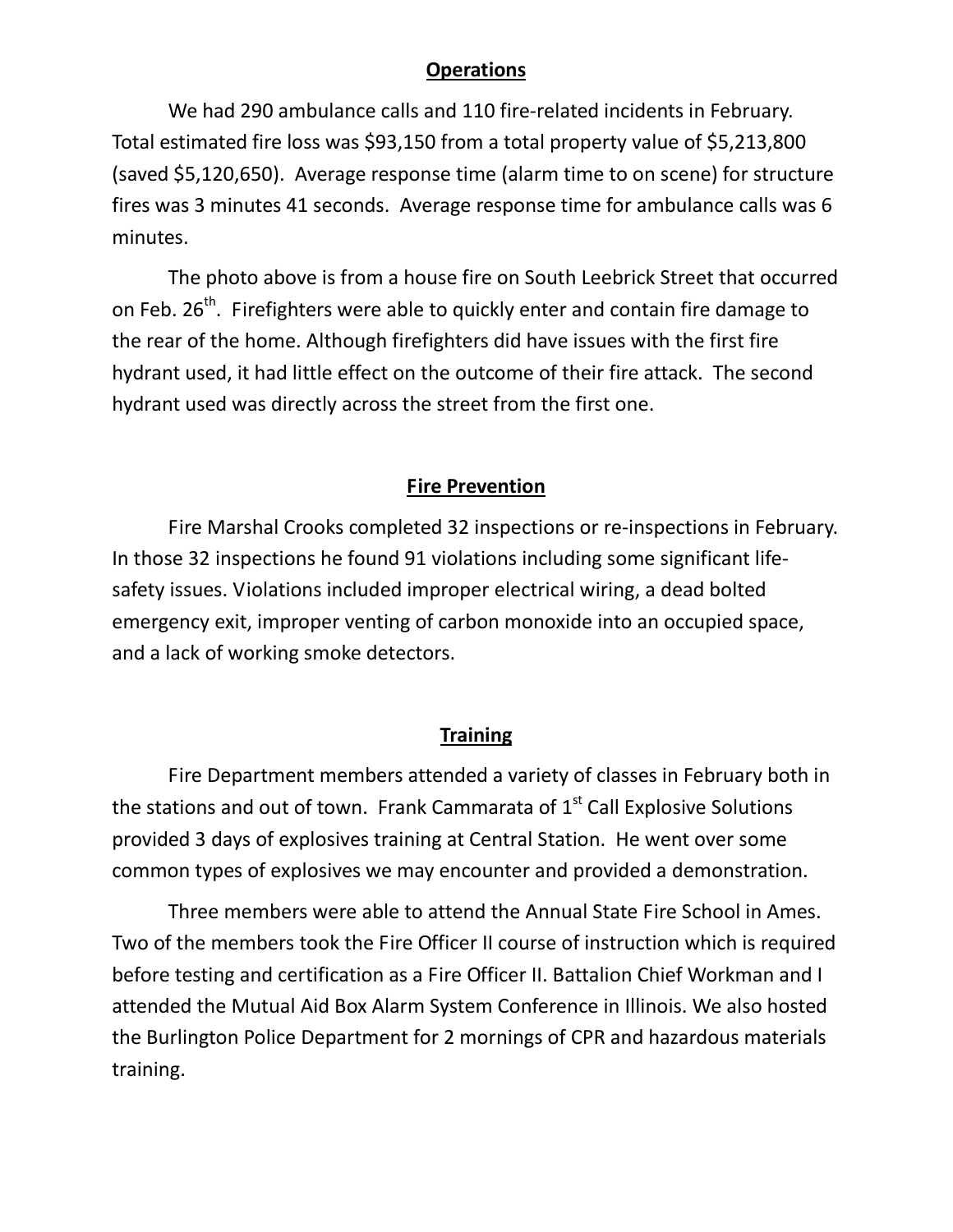## Operations

We had 290 ambulance calls and 110 fire-related incidents in February. Total estimated fire loss was $93,150 from a total property value of $5,213,800 (saved $5,120,650). Average response time (alarm time to on scene) for structure fires was 3 minutes 41 seconds. Average response time for ambulance calls was 6 minutes.

The photo above is from a house fire on South Leebrick Street that occurred on Feb. 26th. Firefighters were able to quickly enter and contain fire damage to the rear of the home. Although firefighters did have issues with the first fire hydrant used, it had little effect on the outcome of their fire attack. The second hydrant used was directly across the street from the first one.

## Fire Prevention

Fire Marshal Crooks completed 32 inspections or re-inspections in February. In those 32 inspections he found 91 violations including some significant life-safety issues. Violations included improper electrical wiring, a dead bolted emergency exit, improper venting of carbon monoxide into an occupied space, and a lack of working smoke detectors.

## Training

Fire Department members attended a variety of classes in February both in the stations and out of town. Frank Cammarata of 1st Call Explosive Solutions provided 3 days of explosives training at Central Station. He went over some common types of explosives we may encounter and provided a demonstration.

Three members were able to attend the Annual State Fire School in Ames. Two of the members took the Fire Officer II course of instruction which is required before testing and certification as a Fire Officer II. Battalion Chief Workman and I attended the Mutual Aid Box Alarm System Conference in Illinois. We also hosted the Burlington Police Department for 2 mornings of CPR and hazardous materials training.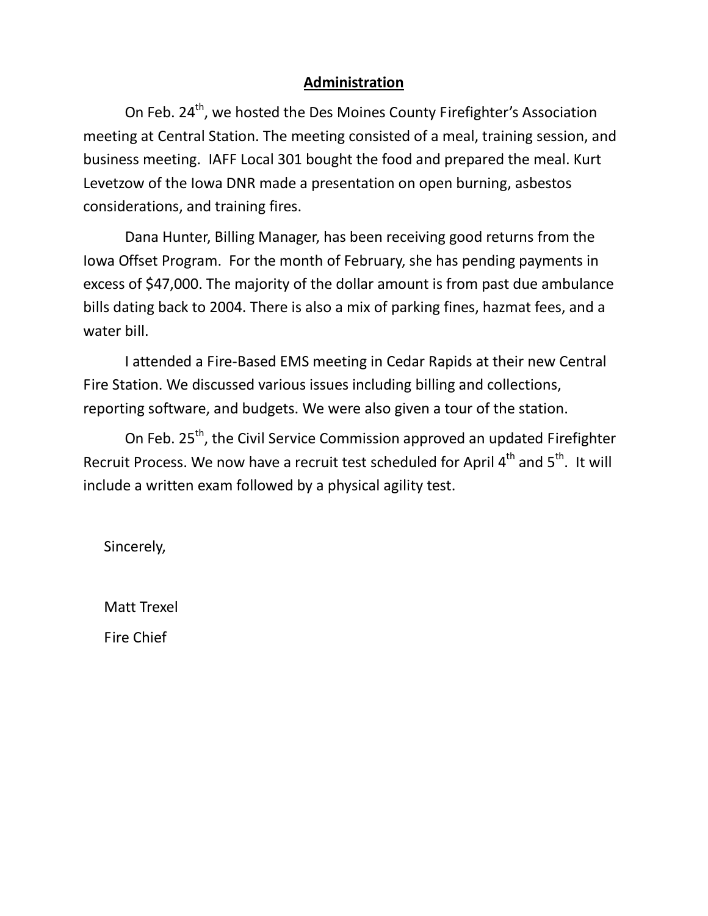## Administration

On Feb. 24th, we hosted the Des Moines County Firefighter's Association meeting at Central Station. The meeting consisted of a meal, training session, and business meeting. IAFF Local 301 bought the food and prepared the meal. Kurt Levetzow of the Iowa DNR made a presentation on open burning, asbestos considerations, and training fires.

Dana Hunter, Billing Manager, has been receiving good returns from the Iowa Offset Program. For the month of February, she has pending payments in excess of $47,000. The majority of the dollar amount is from past due ambulance bills dating back to 2004. There is also a mix of parking fines, hazmat fees, and a water bill.

I attended a Fire-Based EMS meeting in Cedar Rapids at their new Central Fire Station. We discussed various issues including billing and collections, reporting software, and budgets. We were also given a tour of the station.

On Feb. 25th, the Civil Service Commission approved an updated Firefighter Recruit Process. We now have a recruit test scheduled for April 4th and 5th. It will include a written exam followed by a physical agility test.

Sincerely,

Matt Trexel

Fire Chief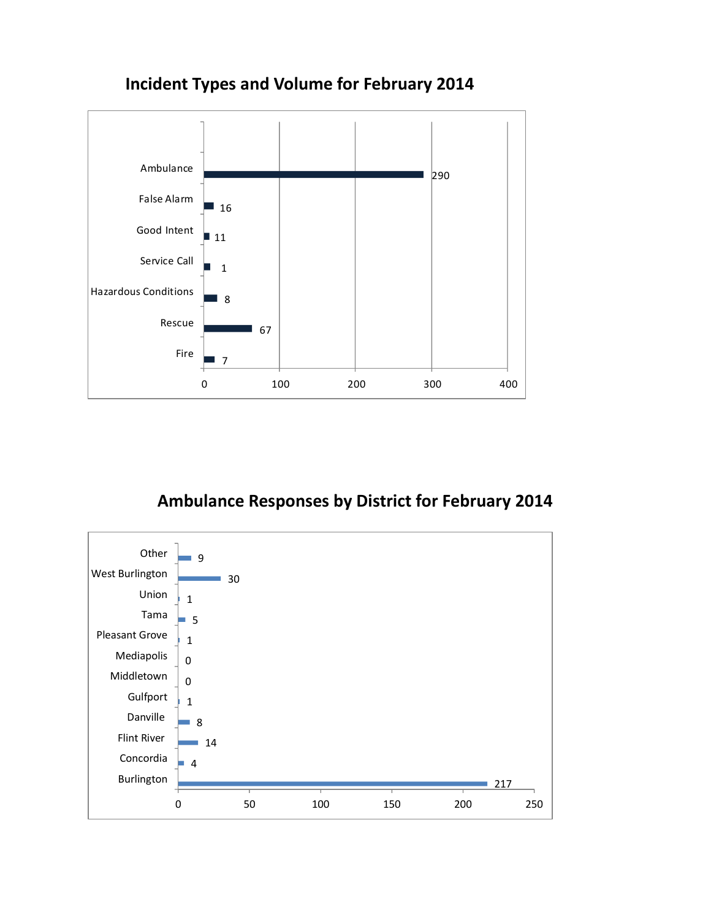## Incident Types and Volume for February 2014

| Incident Type | Volume |
|---|---|
| Ambulance | 290 |
| False Alarm | 16 |
| Good Intent | 11 |
| Service Call | 1 |
| Hazardous Conditions | 8 |
| Rescue | 67 |
| Fire | 7 |

## Ambulance Responses by District for February 2014

| District | Responses |
|---|---|
| Other | 9 |
| West Burlington | 30 |
| Union | 1 |
| Tama | 5 |
| Pleasant Grove | 1 |
| Mediapolis | 0 |
| Middletown | 0 |
| Gulfport | 1 |
| Danville | 8 |
| Flint River | 14 |
| Concordia | 4 |
| Burlington | 217 |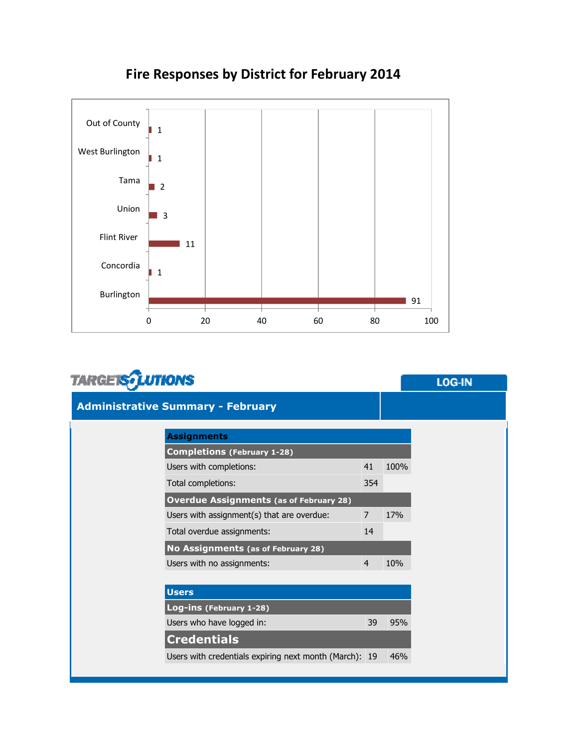## Fire Responses by District for February 2014

Out of County 1
West Burlington 1
Tama 2
Union 3
Flint River 11
Concordia 1
Burlington 91

0 20 40 60 80 100

TARGETSOLUTIONS

LOG-IN

### Administrative Summary - February

| | | |
|---|---|---|
| **Assignments** | | |
| **Completions** (February 1-28) | | |
| Users with completions: | 41 | 100% |
| Total completions: | 354 | |
| **Overdue Assignments** (as of February 28) | | |
| Users with assignment(s) that are overdue: | 7 | 17% |
| Total overdue assignments: | 14 | |
| **No Assignments** (as of February 28) | | |
| Users with no assignments: | 4 | 10% |

| | | |
|---|---|---|
| **Users** | | |
| **Log-ins** (February 1-28) | | |
| Users who have logged in: | 39 | 95% |
| **Credentials** | | |
| Users with credentials expiring next month (March): | 19 | 46% |